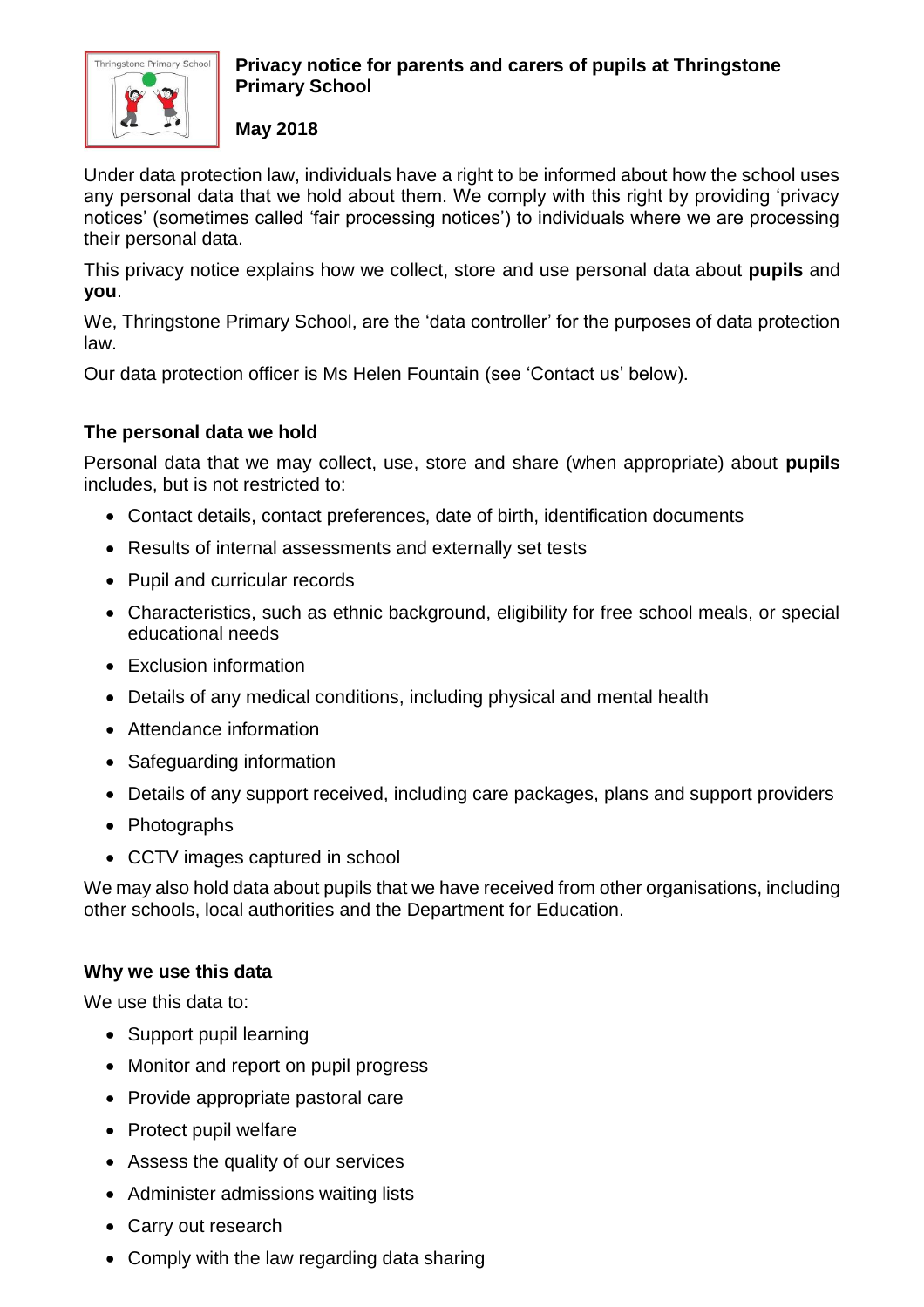# Privacy notice for parents and carers of pupils at Thringstone Primary School

**May 2018**

Under data protection law, individuals have a right to be informed about how the school uses any personal data that we hold about them. We comply with this right by providing 'privacy notices' (sometimes called 'fair processing notices') to individuals where we are processing their personal data.

This privacy notice explains how we collect, store and use personal data about **pupils** and **you**.

We, Thringstone Primary School, are the 'data controller' for the purposes of data protection law.

Our data protection officer is Ms Helen Fountain (see 'Contact us' below).

## The personal data we hold

Personal data that we may collect, use, store and share (when appropriate) about **pupils** includes, but is not restricted to:

- Contact details, contact preferences, date of birth, identification documents
- Results of internal assessments and externally set tests
- Pupil and curricular records
- Characteristics, such as ethnic background, eligibility for free school meals, or special educational needs
- Exclusion information
- Details of any medical conditions, including physical and mental health
- Attendance information
- Safeguarding information
- Details of any support received, including care packages, plans and support providers
- Photographs
- CCTV images captured in school

We may also hold data about pupils that we have received from other organisations, including other schools, local authorities and the Department for Education.

## Why we use this data

We use this data to:

- Support pupil learning
- Monitor and report on pupil progress
- Provide appropriate pastoral care
- Protect pupil welfare
- Assess the quality of our services
- Administer admissions waiting lists
- Carry out research
- Comply with the law regarding data sharing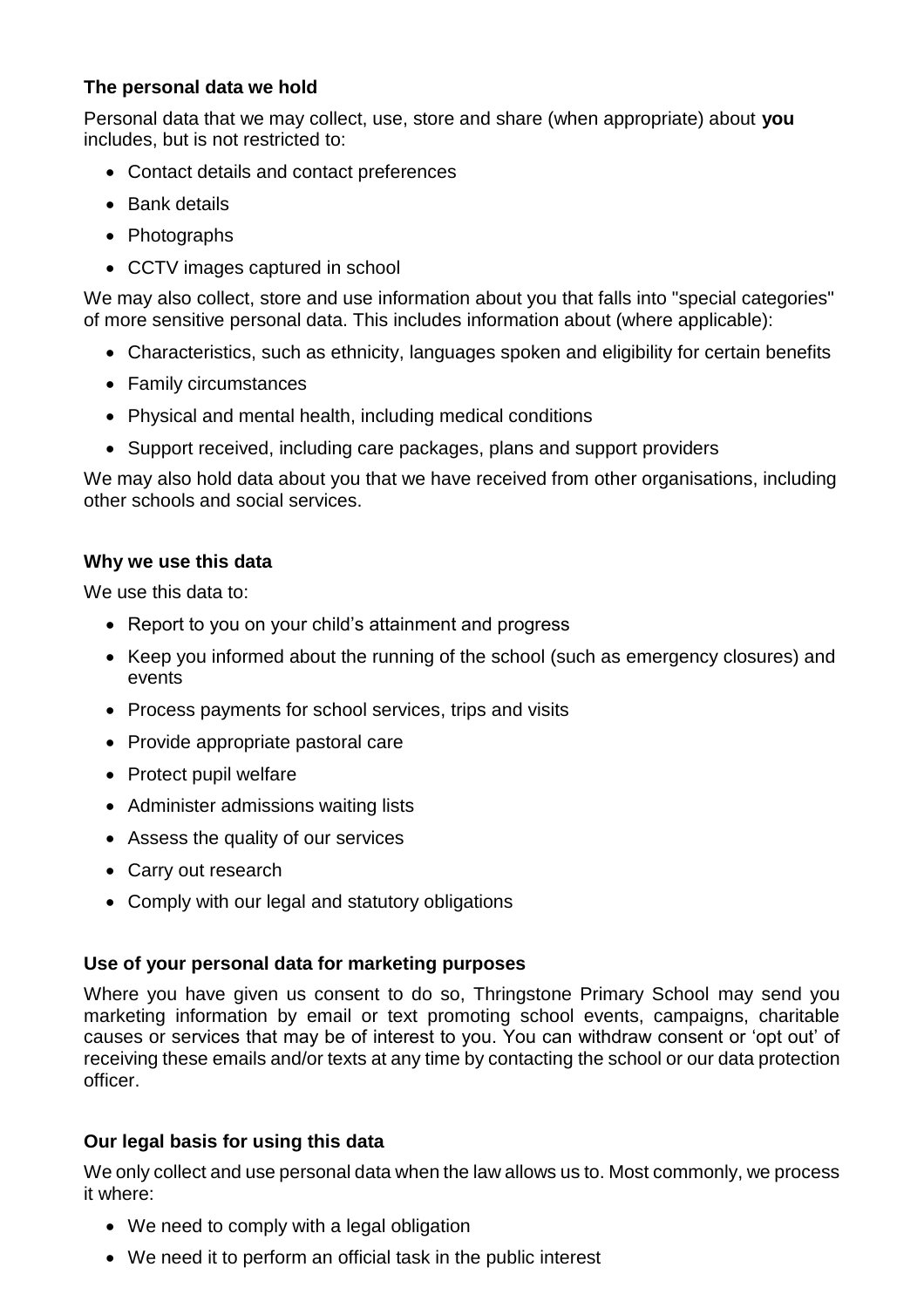### The personal data we hold

Personal data that we may collect, use, store and share (when appropriate) about **you** includes, but is not restricted to:

- Contact details and contact preferences
- Bank details
- Photographs
- CCTV images captured in school

We may also collect, store and use information about you that falls into "special categories" of more sensitive personal data. This includes information about (where applicable):

- Characteristics, such as ethnicity, languages spoken and eligibility for certain benefits
- Family circumstances
- Physical and mental health, including medical conditions
- Support received, including care packages, plans and support providers

We may also hold data about you that we have received from other organisations, including other schools and social services.

### Why we use this data

We use this data to:

- Report to you on your child's attainment and progress
- Keep you informed about the running of the school (such as emergency closures) and events
- Process payments for school services, trips and visits
- Provide appropriate pastoral care
- Protect pupil welfare
- Administer admissions waiting lists
- Assess the quality of our services
- Carry out research
- Comply with our legal and statutory obligations

### Use of your personal data for marketing purposes

Where you have given us consent to do so, Thringstone Primary School may send you marketing information by email or text promoting school events, campaigns, charitable causes or services that may be of interest to you. You can withdraw consent or 'opt out' of receiving these emails and/or texts at any time by contacting the school or our data protection officer.

### Our legal basis for using this data

We only collect and use personal data when the law allows us to. Most commonly, we process it where:

- We need to comply with a legal obligation
- We need it to perform an official task in the public interest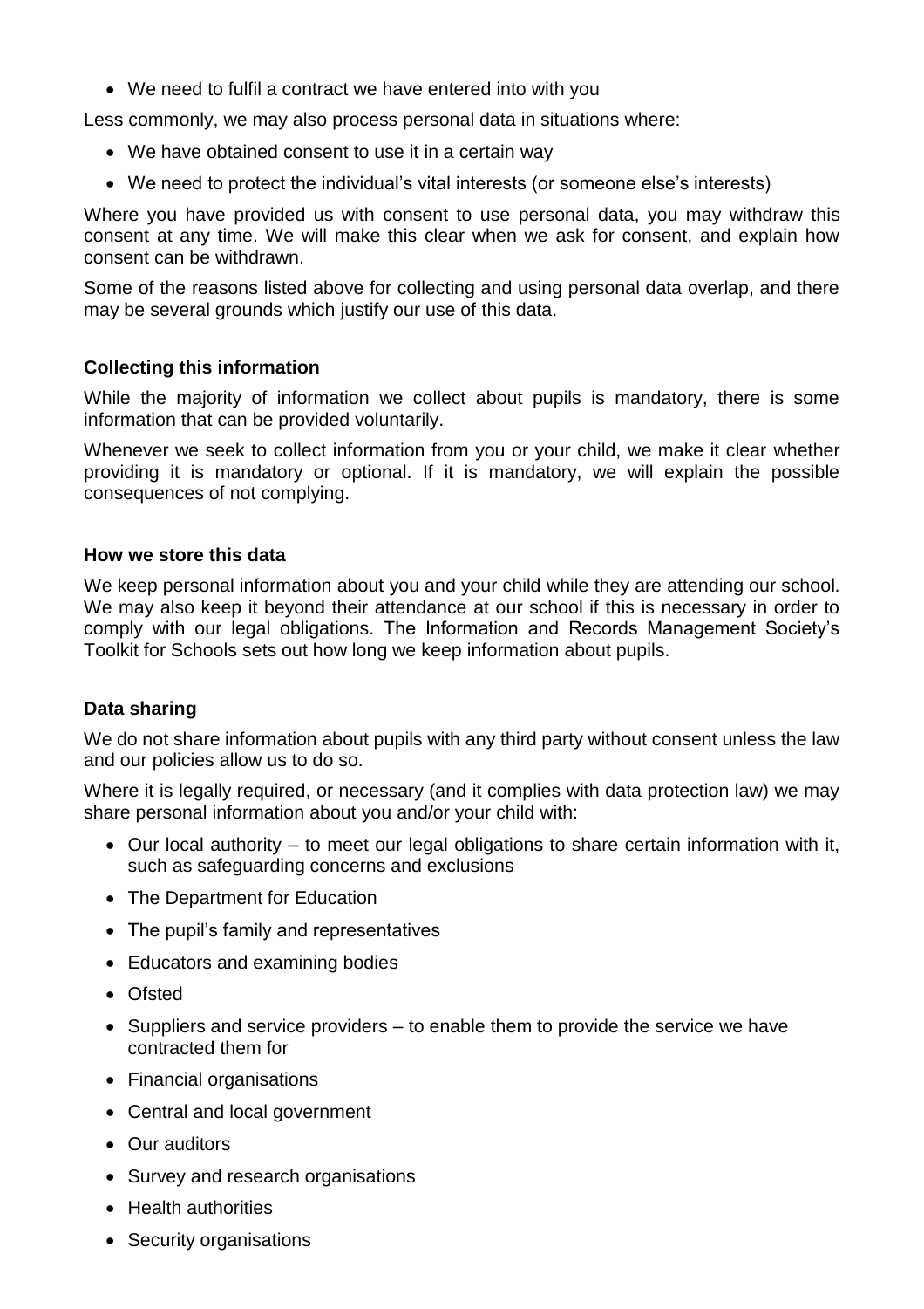- We need to fulfil a contract we have entered into with you

Less commonly, we may also process personal data in situations where:

- We have obtained consent to use it in a certain way
- We need to protect the individual's vital interests (or someone else's interests)

Where you have provided us with consent to use personal data, you may withdraw this consent at any time. We will make this clear when we ask for consent, and explain how consent can be withdrawn.

Some of the reasons listed above for collecting and using personal data overlap, and there may be several grounds which justify our use of this data.

**Collecting this information**

While the majority of information we collect about pupils is mandatory, there is some information that can be provided voluntarily.

Whenever we seek to collect information from you or your child, we make it clear whether providing it is mandatory or optional. If it is mandatory, we will explain the possible consequences of not complying.

**How we store this data**

We keep personal information about you and your child while they are attending our school. We may also keep it beyond their attendance at our school if this is necessary in order to comply with our legal obligations. The Information and Records Management Society's Toolkit for Schools sets out how long we keep information about pupils.

**Data sharing**

We do not share information about pupils with any third party without consent unless the law and our policies allow us to do so.

Where it is legally required, or necessary (and it complies with data protection law) we may share personal information about you and/or your child with:

- Our local authority – to meet our legal obligations to share certain information with it, such as safeguarding concerns and exclusions
- The Department for Education
- The pupil's family and representatives
- Educators and examining bodies
- Ofsted
- Suppliers and service providers – to enable them to provide the service we have contracted them for
- Financial organisations
- Central and local government
- Our auditors
- Survey and research organisations
- Health authorities
- Security organisations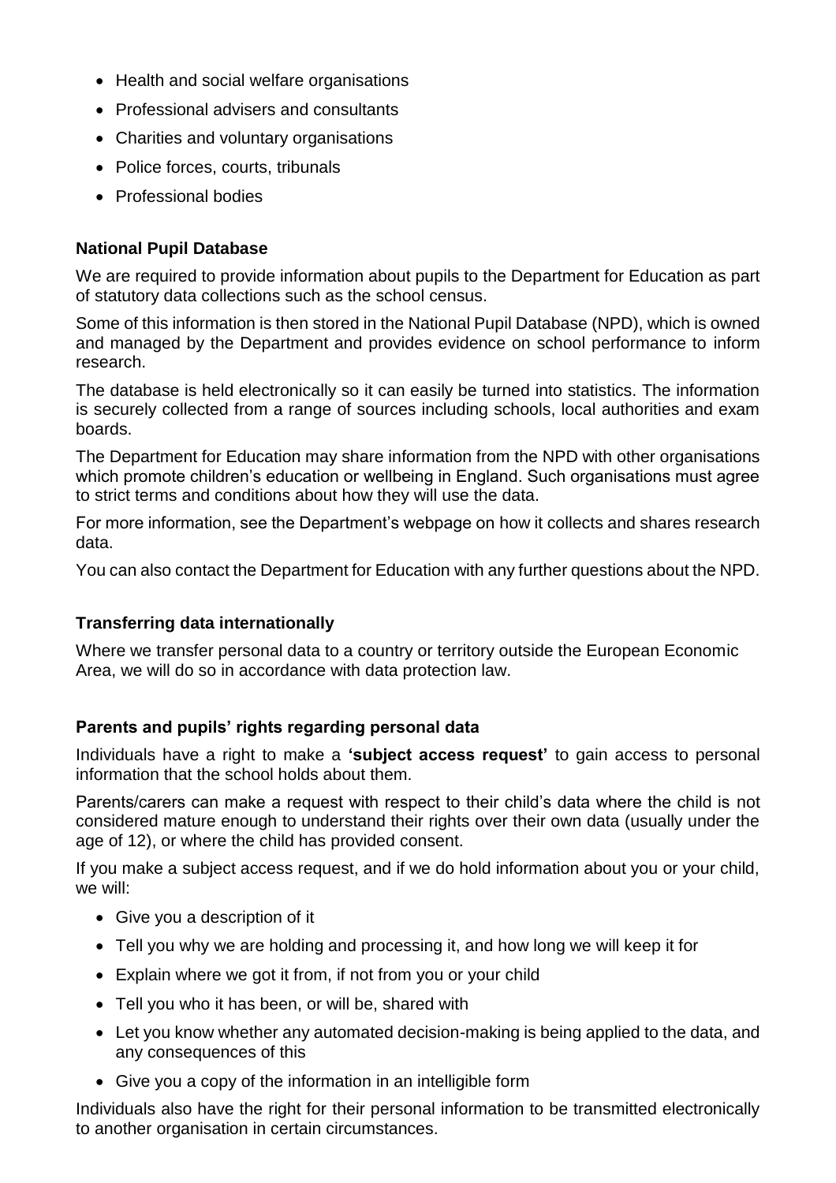- Health and social welfare organisations
- Professional advisers and consultants
- Charities and voluntary organisations
- Police forces, courts, tribunals
- Professional bodies

### National Pupil Database

We are required to provide information about pupils to the Department for Education as part of statutory data collections such as the school census.

Some of this information is then stored in the National Pupil Database (NPD), which is owned and managed by the Department and provides evidence on school performance to inform research.

The database is held electronically so it can easily be turned into statistics. The information is securely collected from a range of sources including schools, local authorities and exam boards.

The Department for Education may share information from the NPD with other organisations which promote children's education or wellbeing in England. Such organisations must agree to strict terms and conditions about how they will use the data.

For more information, see the Department's webpage on how it collects and shares research data.

You can also contact the Department for Education with any further questions about the NPD.

### Transferring data internationally

Where we transfer personal data to a country or territory outside the European Economic Area, we will do so in accordance with data protection law.

### Parents and pupils' rights regarding personal data

Individuals have a right to make a **'subject access request'** to gain access to personal information that the school holds about them.

Parents/carers can make a request with respect to their child's data where the child is not considered mature enough to understand their rights over their own data (usually under the age of 12), or where the child has provided consent.

If you make a subject access request, and if we do hold information about you or your child, we will:

- Give you a description of it
- Tell you why we are holding and processing it, and how long we will keep it for
- Explain where we got it from, if not from you or your child
- Tell you who it has been, or will be, shared with
- Let you know whether any automated decision-making is being applied to the data, and any consequences of this
- Give you a copy of the information in an intelligible form

Individuals also have the right for their personal information to be transmitted electronically to another organisation in certain circumstances.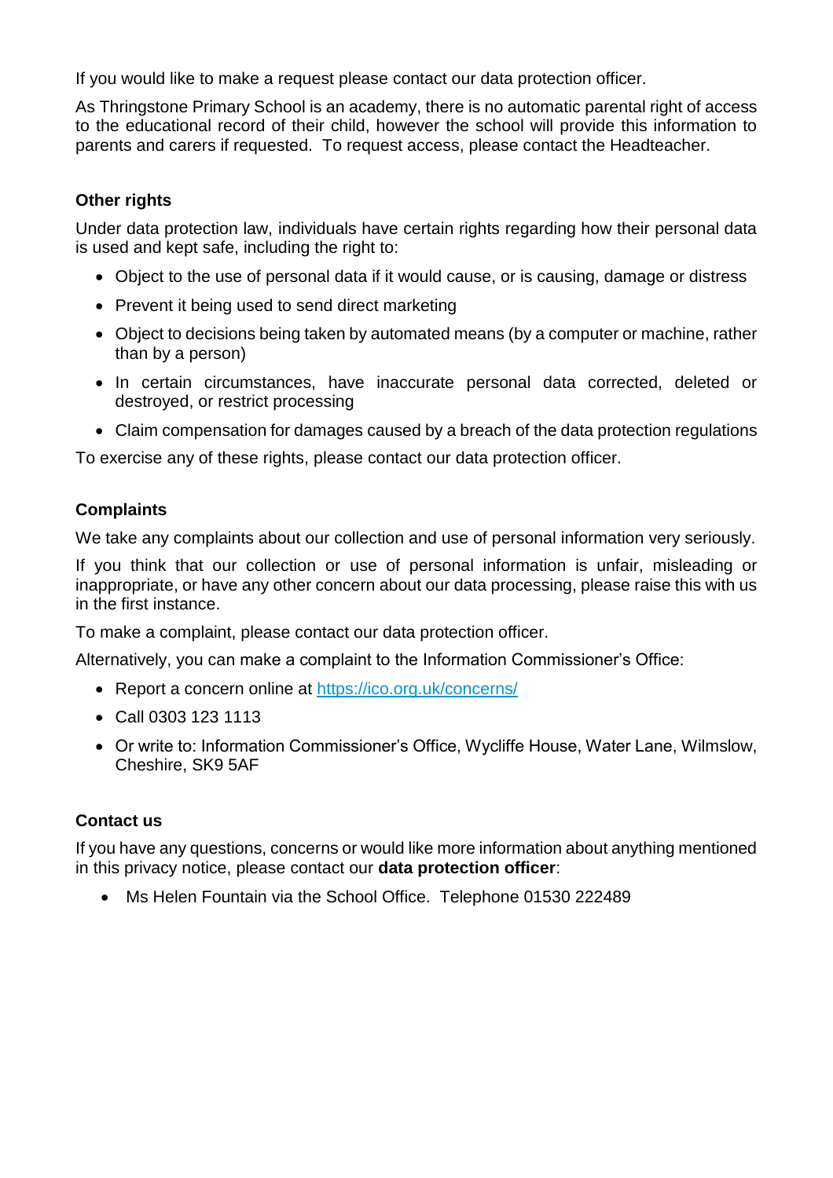If you would like to make a request please contact our data protection officer.

As Thringstone Primary School is an academy, there is no automatic parental right of access to the educational record of their child, however the school will provide this information to parents and carers if requested. To request access, please contact the Headteacher.

### Other rights

Under data protection law, individuals have certain rights regarding how their personal data is used and kept safe, including the right to:

- Object to the use of personal data if it would cause, or is causing, damage or distress
- Prevent it being used to send direct marketing
- Object to decisions being taken by automated means (by a computer or machine, rather than by a person)
- In certain circumstances, have inaccurate personal data corrected, deleted or destroyed, or restrict processing
- Claim compensation for damages caused by a breach of the data protection regulations

To exercise any of these rights, please contact our data protection officer.

### Complaints

We take any complaints about our collection and use of personal information very seriously.

If you think that our collection or use of personal information is unfair, misleading or inappropriate, or have any other concern about our data processing, please raise this with us in the first instance.

To make a complaint, please contact our data protection officer.

Alternatively, you can make a complaint to the Information Commissioner's Office:

- Report a concern online at https://ico.org.uk/concerns/
- Call 0303 123 1113
- Or write to: Information Commissioner's Office, Wycliffe House, Water Lane, Wilmslow, Cheshire, SK9 5AF

### Contact us

If you have any questions, concerns or would like more information about anything mentioned in this privacy notice, please contact our **data protection officer**:

- Ms Helen Fountain via the School Office. Telephone 01530 222489